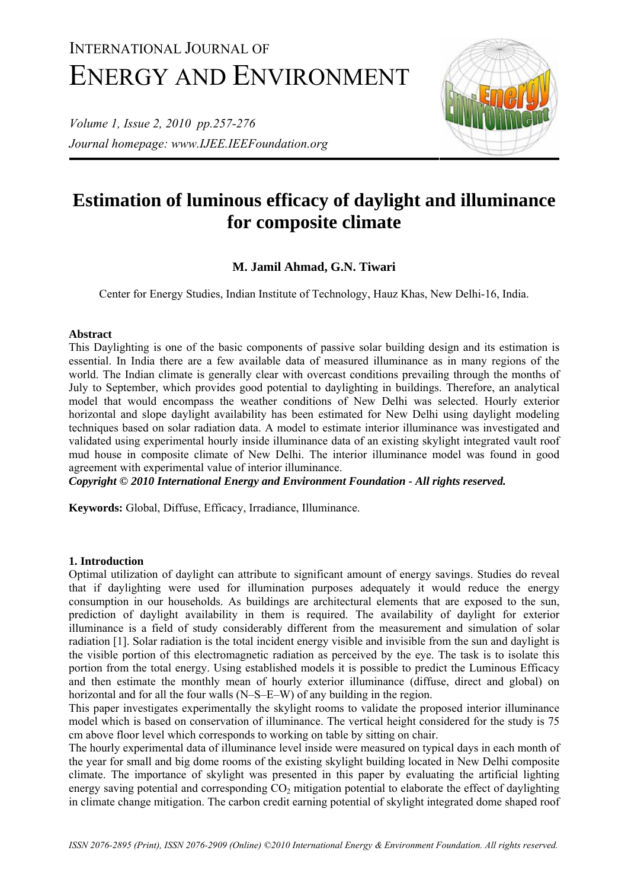# INTERNATIONAL JOURNAL OF ENERGY AND ENVIRONMENT

*Journal homepage: www.IJEE.IEEFoundation.org*

# Estimation of luminous efficacy of daylight and illuminance for composite climate

**M. Jamil Ahmad, G.N. Tiwari**

Center for Energy Studies, Indian Institute of Technology, Hauz Khas, New Delhi-16, India.

### Abstract

This Daylighting is one of the basic components of passive solar building design and its estimation is essential. In India there are a few available data of measured illuminance as in many regions of the world. The Indian climate is generally clear with overcast conditions prevailing through the months of July to September, which provides good potential to daylighting in buildings. Therefore, an analytical model that would encompass the weather conditions of New Delhi was selected. Hourly exterior horizontal and slope daylight availability has been estimated for New Delhi using daylight modeling techniques based on solar radiation data. A model to estimate interior illuminance was investigated and validated using experimental hourly inside illuminance data of an existing skylight integrated vault roof mud house in composite climate of New Delhi. The interior illuminance model was found in good agreement with experimental value of interior illuminance.

***Copyright © 2010 International Energy and Environment Foundation - All rights reserved.***

**Keywords:** Global, Diffuse, Efficacy, Irradiance, Illuminance.

### 1. Introduction

Optimal utilization of daylight can attribute to significant amount of energy savings. Studies do reveal that if daylighting were used for illumination purposes adequately it would reduce the energy consumption in our households. As buildings are architectural elements that are exposed to the sun, prediction of daylight availability in them is required. The availability of daylight for exterior illuminance is a field of study considerably different from the measurement and simulation of solar radiation [1]. Solar radiation is the total incident energy visible and invisible from the sun and daylight is the visible portion of this electromagnetic radiation as perceived by the eye. The task is to isolate this portion from the total energy. Using established models it is possible to predict the Luminous Efficacy and then estimate the monthly mean of hourly exterior illuminance (diffuse, direct and global) on horizontal and for all the four walls (N–S–E–W) of any building in the region.

This paper investigates experimentally the skylight rooms to validate the proposed interior illuminance model which is based on conservation of illuminance. The vertical height considered for the study is 75 cm above floor level which corresponds to working on table by sitting on chair.

The hourly experimental data of illuminance level inside were measured on typical days in each month of the year for small and big dome rooms of the existing skylight building located in New Delhi composite climate. The importance of skylight was presented in this paper by evaluating the artificial lighting energy saving potential and corresponding $CO_2$ mitigation potential to elaborate the effect of daylighting in climate change mitigation. The carbon credit earning potential of skylight integrated dome shaped roof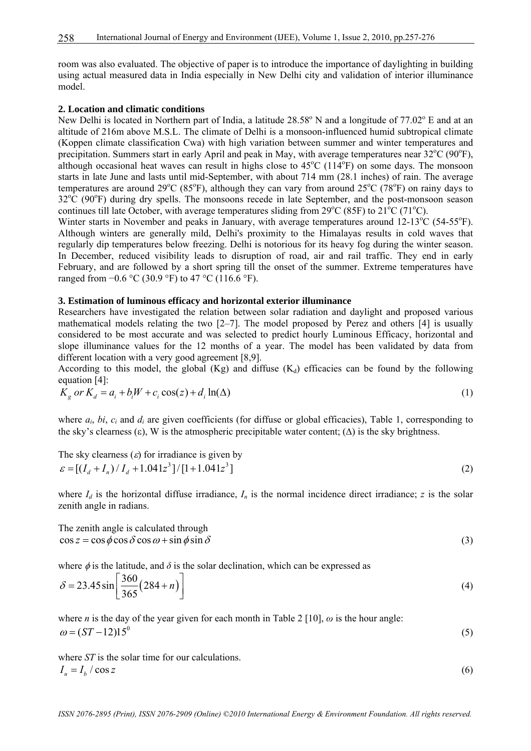room was also evaluated. The objective of paper is to introduce the importance of daylighting in building using actual measured data in India especially in New Delhi city and validation of interior illuminance model.

## 2. Location and climatic conditions

New Delhi is located in Northern part of India, a latitude 28.58° N and a longitude of 77.02° E and at an altitude of 216m above M.S.L. The climate of Delhi is a monsoon-influenced humid subtropical climate (Koppen climate classification Cwa) with high variation between summer and winter temperatures and precipitation. Summers start in early April and peak in May, with average temperatures near 32°C (90°F), although occasional heat waves can result in highs close to 45°C (114°F) on some days. The monsoon starts in late June and lasts until mid-September, with about 714 mm (28.1 inches) of rain. The average temperatures are around 29°C (85°F), although they can vary from around 25°C (78°F) on rainy days to 32°C (90°F) during dry spells. The monsoons recede in late September, and the post-monsoon season continues till late October, with average temperatures sliding from 29°C (85F) to 21°C (71°C).

Winter starts in November and peaks in January, with average temperatures around 12-13°C (54-55°F). Although winters are generally mild, Delhi's proximity to the Himalayas results in cold waves that regularly dip temperatures below freezing. Delhi is notorious for its heavy fog during the winter season. In December, reduced visibility leads to disruption of road, air and rail traffic. They end in early February, and are followed by a short spring till the onset of the summer. Extreme temperatures have ranged from −0.6 °C (30.9 °F) to 47 °C (116.6 °F).

## 3. Estimation of luminous efficacy and horizontal exterior illuminance

Researchers have investigated the relation between solar radiation and daylight and proposed various mathematical models relating the two [2–7]. The model proposed by Perez and others [4] is usually considered to be most accurate and was selected to predict hourly Luminous Efficacy, horizontal and slope illuminance values for the 12 months of a year. The model has been validated by data from different location with a very good agreement [8,9].

According to this model, the global (Kg) and diffuse ($K_d$) efficacies can be found by the following equation [4]:

$$K_g \text{ or } K_d = a_i + b_i W + c_i \cos(z) + d_i \ln(\Delta) \tag{1}$$

where $a_i$, $bi$, $c_i$ and $d_i$ are given coefficients (for diffuse or global efficacies), Table 1, corresponding to the sky's clearness (ε), W is the atmospheric precipitable water content; (Δ) is the sky brightness.

The sky clearness ($\varepsilon$) for irradiance is given by

$$\varepsilon = [(I_d + I_n)/I_d + 1.041z^3]/[1 + 1.041z^3] \tag{2}$$

where $I_d$ is the horizontal diffuse irradiance, $I_n$ is the normal incidence direct irradiance; $z$ is the solar zenith angle in radians.

The zenith angle is calculated through

$$\cos z = \cos\phi\cos\delta\cos\omega + \sin\phi\sin\delta \tag{3}$$

where $\phi$ is the latitude, and $\delta$ is the solar declination, which can be expressed as

$$\delta = 23.45\sin\left[\frac{360}{365}(284+n)\right] \tag{4}$$

where $n$ is the day of the year given for each month in Table 2 [10], $\omega$ is the hour angle:

$$\omega = (ST - 12)15^0 \tag{5}$$

where $ST$ is the solar time for our calculations.

$$I_n = I_b / \cos z \tag{6}$$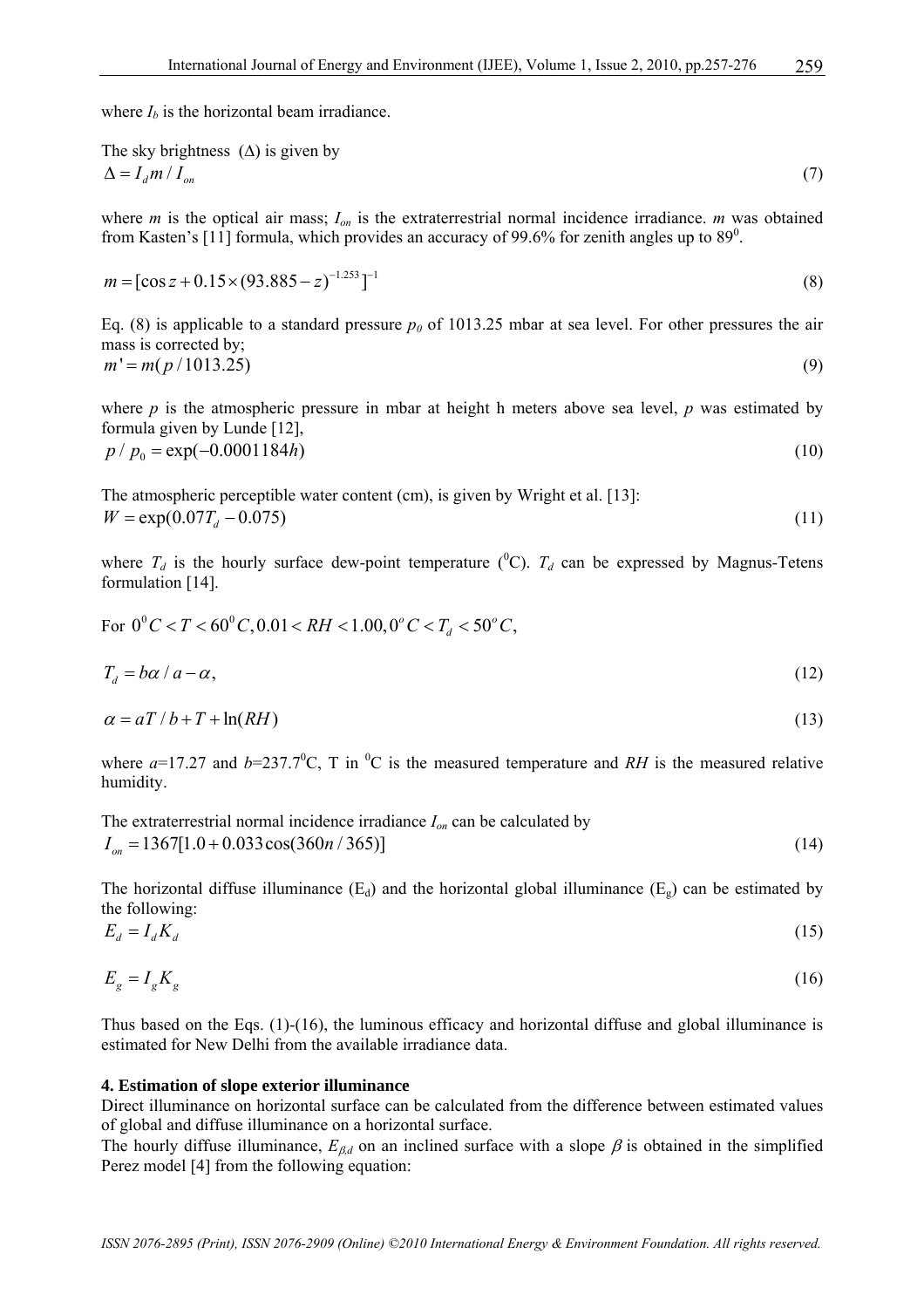where $I_b$ is the horizontal beam irradiance.

The sky brightness ($\Delta$) is given by

$$\Delta = I_d m / I_{on} \tag{7}$$

where $m$ is the optical air mass; $I_{on}$ is the extraterrestrial normal incidence irradiance. $m$ was obtained from Kasten's [11] formula, which provides an accuracy of 99.6% for zenith angles up to $89^0$.

$$m = [\cos z + 0.15 \times (93.885 - z)^{-1.253}]^{-1} \tag{8}$$

Eq. (8) is applicable to a standard pressure $p_0$ of 1013.25 mbar at sea level. For other pressures the air mass is corrected by;

$$m' = m(p / 1013.25) \tag{9}$$

where $p$ is the atmospheric pressure in mbar at height h meters above sea level, $p$ was estimated by formula given by Lunde [12],

$$p / p_0 = \exp(-0.0001184h) \tag{10}$$

The atmospheric perceptible water content (cm), is given by Wright et al. [13]:

$$W = \exp(0.07T_d - 0.075) \tag{11}$$

where $T_d$ is the hourly surface dew-point temperature ($^0$C). $T_d$ can be expressed by Magnus-Tetens formulation [14].

For $0^0 C < T < 60^0 C, 0.01 < RH < 1.00, 0^o C < T_d < 50^o C,$

$$T_d = b\alpha / a - \alpha, \tag{12}$$

$$\alpha = aT / b + T + \ln(RH) \tag{13}$$

where $a$=17.27 and $b$=237.7$^0$C, T in $^0$C is the measured temperature and $RH$ is the measured relative humidity.

The extraterrestrial normal incidence irradiance $I_{on}$ can be calculated by

$$I_{on} = 1367[1.0 + 0.033\cos(360n / 365)] \tag{14}$$

The horizontal diffuse illuminance ($E_d$) and the horizontal global illuminance ($E_g$) can be estimated by the following:

$$E_d = I_d K_d \tag{15}$$

$$E_g = I_g K_g \tag{16}$$

Thus based on the Eqs. (1)-(16), the luminous efficacy and horizontal diffuse and global illuminance is estimated for New Delhi from the available irradiance data.

**4. Estimation of slope exterior illuminance**

Direct illuminance on horizontal surface can be calculated from the difference between estimated values of global and diffuse illuminance on a horizontal surface.

The hourly diffuse illuminance, $E_{\beta,d}$ on an inclined surface with a slope $\beta$ is obtained in the simplified Perez model [4] from the following equation: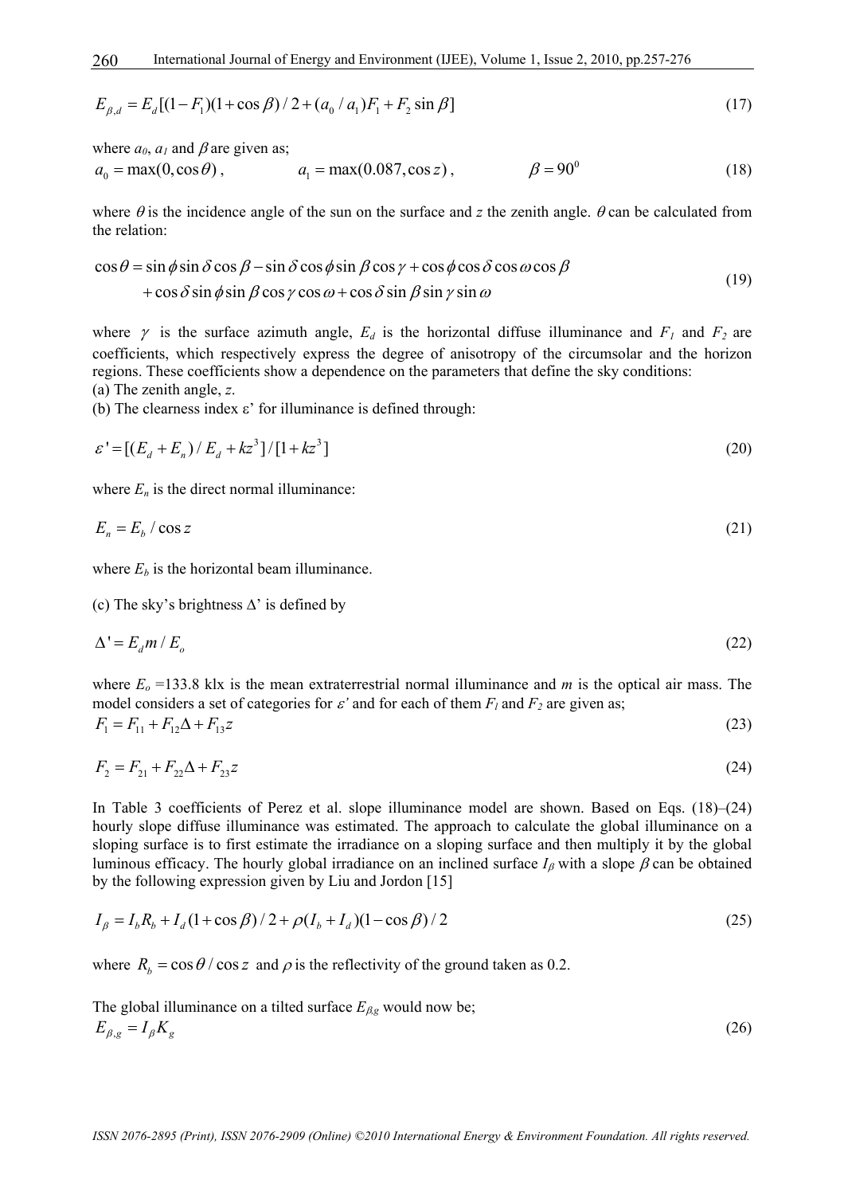$$E_{\beta,d} = E_d[(1-F_1)(1+\cos\beta)/2 + (a_0/a_1)F_1 + F_2 \sin\beta] \tag{17}$$

where $a_0$, $a_1$ and $\beta$ are given as;

$$a_0 = \max(0, \cos\theta), \qquad a_1 = \max(0.087, \cos z), \qquad \beta = 90^0 \tag{18}$$

where $\theta$ is the incidence angle of the sun on the surface and $z$ the zenith angle. $\theta$ can be calculated from the relation:

$$\begin{aligned}\cos\theta &= \sin\phi\sin\delta\cos\beta - \sin\delta\cos\phi\sin\beta\cos\gamma + \cos\phi\cos\delta\cos\omega\cos\beta \\ &\quad + \cos\delta\sin\phi\sin\beta\cos\gamma\cos\omega + \cos\delta\sin\beta\sin\gamma\sin\omega\end{aligned} \tag{19}$$

where $\gamma$ is the surface azimuth angle, $E_d$ is the horizontal diffuse illuminance and $F_1$ and $F_2$ are coefficients, which respectively express the degree of anisotropy of the circumsolar and the horizon regions. These coefficients show a dependence on the parameters that define the sky conditions:

(a) The zenith angle, $z$.

(b) The clearness index $\varepsilon'$ for illuminance is defined through:

$$\varepsilon' = [(E_d + E_n)/E_d + kz^3]/[1 + kz^3] \tag{20}$$

where $E_n$ is the direct normal illuminance:

$$E_n = E_b / \cos z \tag{21}$$

where $E_b$ is the horizontal beam illuminance.

(c) The sky's brightness $\Delta'$ is defined by

$$\Delta' = E_d m / E_o \tag{22}$$

where $E_o$ =133.8 klx is the mean extraterrestrial normal illuminance and $m$ is the optical air mass. The model considers a set of categories for $\varepsilon'$ and for each of them $F_l$ and $F_2$ are given as;

$$F_1 = F_{11} + F_{12}\Delta + F_{13}z \tag{23}$$

$$F_2 = F_{21} + F_{22}\Delta + F_{23}z \tag{24}$$

In Table 3 coefficients of Perez et al. slope illuminance model are shown. Based on Eqs. (18)–(24) hourly slope diffuse illuminance was estimated. The approach to calculate the global illuminance on a sloping surface is to first estimate the irradiance on a sloping surface and then multiply it by the global luminous efficacy. The hourly global irradiance on an inclined surface $I_\beta$ with a slope $\beta$ can be obtained by the following expression given by Liu and Jordon [15]

$$I_\beta = I_b R_b + I_d(1+\cos\beta)/2 + \rho(I_b + I_d)(1-\cos\beta)/2 \tag{25}$$

where $R_b = \cos\theta/\cos z$ and $\rho$ is the reflectivity of the ground taken as 0.2.

The global illuminance on a tilted surface $E_{\beta g}$ would now be;

$$E_{\beta,g} = I_\beta K_g \tag{26}$$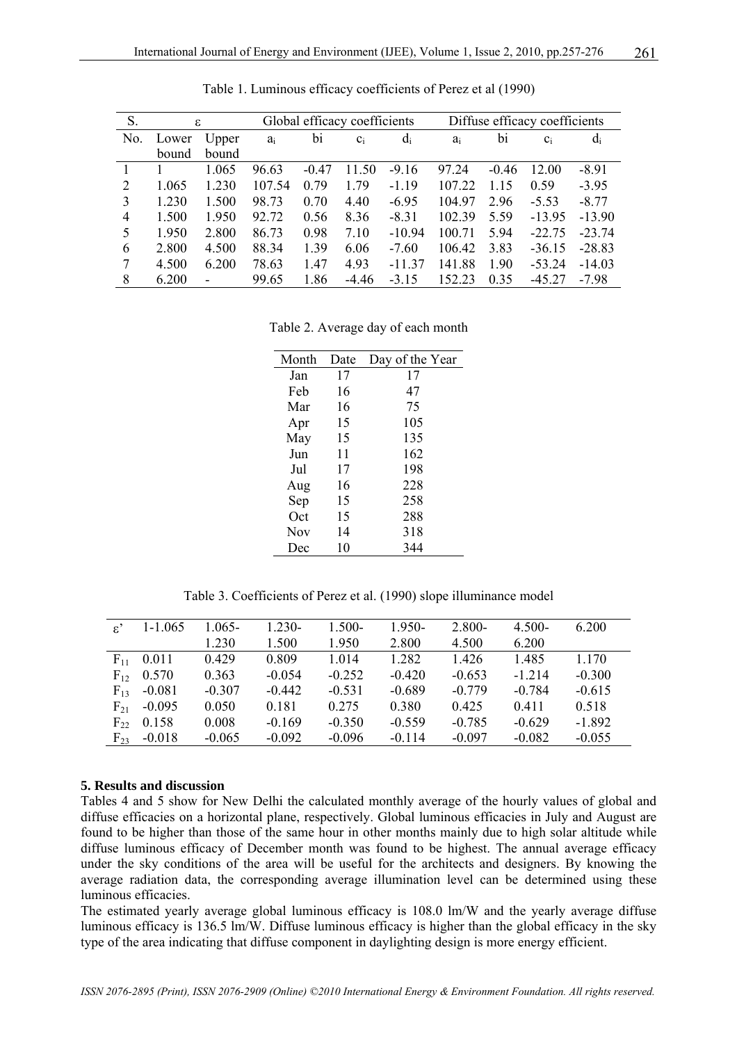Table 1. Luminous efficacy coefficients of Perez et al (1990)

| S. | ε | | Global efficacy coefficients | | | | Diffuse efficacy coefficients | | | |
|---|---|---|---|---|---|---|---|---|---|---|
| No. | Lower bound | Upper bound | $a_i$ | bi | $c_i$ | $d_i$ | $a_i$ | bi | $c_i$ | $d_i$ |
| 1 | 1 | 1.065 | 96.63 | -0.47 | 11.50 | -9.16 | 97.24 | -0.46 | 12.00 | -8.91 |
| 2 | 1.065 | 1.230 | 107.54 | 0.79 | 1.79 | -1.19 | 107.22 | 1.15 | 0.59 | -3.95 |
| 3 | 1.230 | 1.500 | 98.73 | 0.70 | 4.40 | -6.95 | 104.97 | 2.96 | -5.53 | -8.77 |
| 4 | 1.500 | 1.950 | 92.72 | 0.56 | 8.36 | -8.31 | 102.39 | 5.59 | -13.95 | -13.90 |
| 5 | 1.950 | 2.800 | 86.73 | 0.98 | 7.10 | -10.94 | 100.71 | 5.94 | -22.75 | -23.74 |
| 6 | 2.800 | 4.500 | 88.34 | 1.39 | 6.06 | -7.60 | 106.42 | 3.83 | -36.15 | -28.83 |
| 7 | 4.500 | 6.200 | 78.63 | 1.47 | 4.93 | -11.37 | 141.88 | 1.90 | -53.24 | -14.03 |
| 8 | 6.200 | - | 99.65 | 1.86 | -4.46 | -3.15 | 152.23 | 0.35 | -45.27 | -7.98 |

Table 2. Average day of each month

| Month | Date | Day of the Year |
|---|---|---|
| Jan | 17 | 17 |
| Feb | 16 | 47 |
| Mar | 16 | 75 |
| Apr | 15 | 105 |
| May | 15 | 135 |
| Jun | 11 | 162 |
| Jul | 17 | 198 |
| Aug | 16 | 228 |
| Sep | 15 | 258 |
| Oct | 15 | 288 |
| Nov | 14 | 318 |
| Dec | 10 | 344 |

Table 3. Coefficients of Perez et al. (1990) slope illuminance model

| ε' | 1-1.065 | 1.065-1.230 | 1.230-1.500 | 1.500-1.950 | 1.950-2.800 | 2.800-4.500 | 4.500-6.200 | 6.200 |
|---|---|---|---|---|---|---|---|---|
| $F_{11}$ | 0.011 | 0.429 | 0.809 | 1.014 | 1.282 | 1.426 | 1.485 | 1.170 |
| $F_{12}$ | 0.570 | 0.363 | -0.054 | -0.252 | -0.420 | -0.653 | -1.214 | -0.300 |
| $F_{13}$ | -0.081 | -0.307 | -0.442 | -0.531 | -0.689 | -0.779 | -0.784 | -0.615 |
| $F_{21}$ | -0.095 | 0.050 | 0.181 | 0.275 | 0.380 | 0.425 | 0.411 | 0.518 |
| $F_{22}$ | 0.158 | 0.008 | -0.169 | -0.350 | -0.559 | -0.785 | -0.629 | -1.892 |
| $F_{23}$ | -0.018 | -0.065 | -0.092 | -0.096 | -0.114 | -0.097 | -0.082 | -0.055 |

## 5. Results and discussion

Tables 4 and 5 show for New Delhi the calculated monthly average of the hourly values of global and diffuse efficacies on a horizontal plane, respectively. Global luminous efficacies in July and August are found to be higher than those of the same hour in other months mainly due to high solar altitude while diffuse luminous efficacy of December month was found to be highest. The annual average efficacy under the sky conditions of the area will be useful for the architects and designers. By knowing the average radiation data, the corresponding average illumination level can be determined using these luminous efficacies.

The estimated yearly average global luminous efficacy is 108.0 lm/W and the yearly average diffuse luminous efficacy is 136.5 lm/W. Diffuse luminous efficacy is higher than the global efficacy in the sky type of the area indicating that diffuse component in daylighting design is more energy efficient.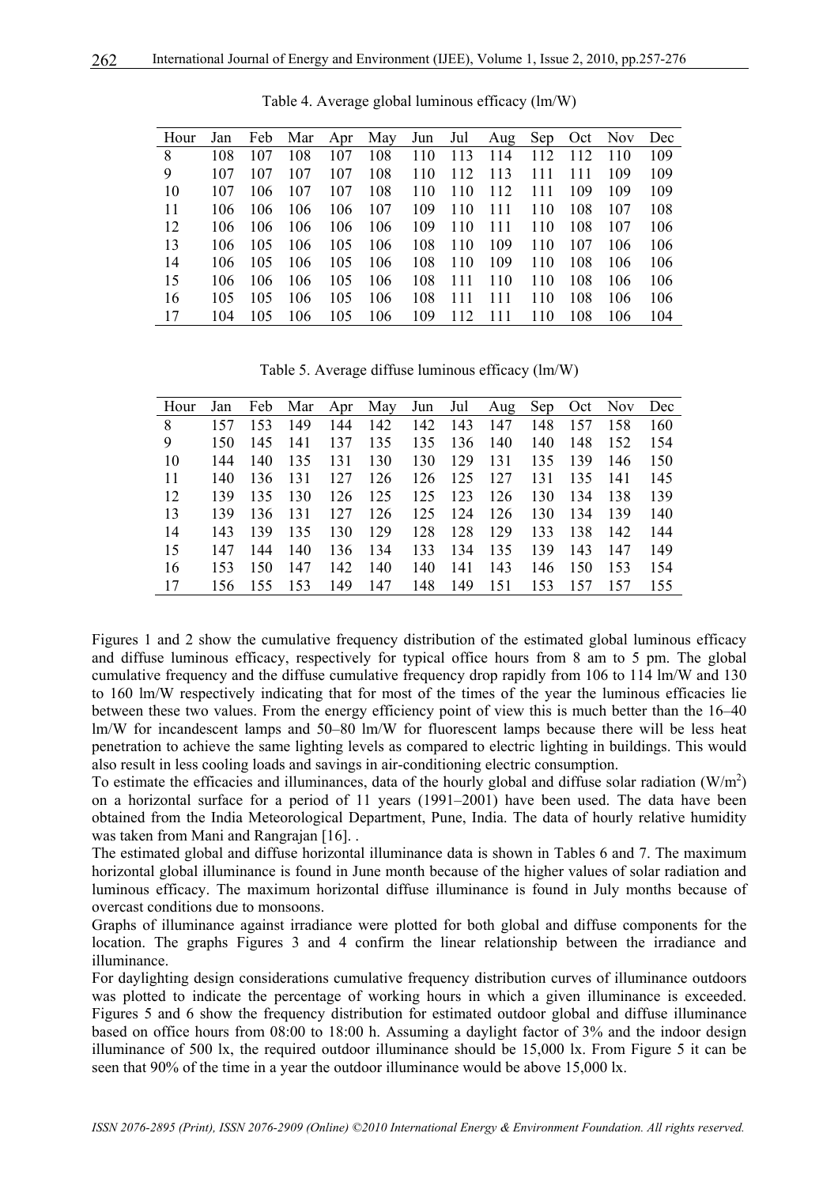Table 4. Average global luminous efficacy (lm/W)

| Hour | Jan | Feb | Mar | Apr | May | Jun | Jul | Aug | Sep | Oct | Nov | Dec |
|---|---|---|---|---|---|---|---|---|---|---|---|---|
| 8 | 108 | 107 | 108 | 107 | 108 | 110 | 113 | 114 | 112 | 112 | 110 | 109 |
| 9 | 107 | 107 | 107 | 107 | 108 | 110 | 112 | 113 | 111 | 111 | 109 | 109 |
| 10 | 107 | 106 | 107 | 107 | 108 | 110 | 110 | 112 | 111 | 109 | 109 | 109 |
| 11 | 106 | 106 | 106 | 106 | 107 | 109 | 110 | 111 | 110 | 108 | 107 | 108 |
| 12 | 106 | 106 | 106 | 106 | 106 | 109 | 110 | 111 | 110 | 108 | 107 | 106 |
| 13 | 106 | 105 | 106 | 105 | 106 | 108 | 110 | 109 | 110 | 107 | 106 | 106 |
| 14 | 106 | 105 | 106 | 105 | 106 | 108 | 110 | 109 | 110 | 108 | 106 | 106 |
| 15 | 106 | 106 | 106 | 105 | 106 | 108 | 111 | 110 | 110 | 108 | 106 | 106 |
| 16 | 105 | 105 | 106 | 105 | 106 | 108 | 111 | 111 | 110 | 108 | 106 | 106 |
| 17 | 104 | 105 | 106 | 105 | 106 | 109 | 112 | 111 | 110 | 108 | 106 | 104 |

Table 5. Average diffuse luminous efficacy (lm/W)

| Hour | Jan | Feb | Mar | Apr | May | Jun | Jul | Aug | Sep | Oct | Nov | Dec |
|---|---|---|---|---|---|---|---|---|---|---|---|---|
| 8 | 157 | 153 | 149 | 144 | 142 | 142 | 143 | 147 | 148 | 157 | 158 | 160 |
| 9 | 150 | 145 | 141 | 137 | 135 | 135 | 136 | 140 | 140 | 148 | 152 | 154 |
| 10 | 144 | 140 | 135 | 131 | 130 | 130 | 129 | 131 | 135 | 139 | 146 | 150 |
| 11 | 140 | 136 | 131 | 127 | 126 | 126 | 125 | 127 | 131 | 135 | 141 | 145 |
| 12 | 139 | 135 | 130 | 126 | 125 | 125 | 123 | 126 | 130 | 134 | 138 | 139 |
| 13 | 139 | 136 | 131 | 127 | 126 | 125 | 124 | 126 | 130 | 134 | 139 | 140 |
| 14 | 143 | 139 | 135 | 130 | 129 | 128 | 128 | 129 | 133 | 138 | 142 | 144 |
| 15 | 147 | 144 | 140 | 136 | 134 | 133 | 134 | 135 | 139 | 143 | 147 | 149 |
| 16 | 153 | 150 | 147 | 142 | 140 | 140 | 141 | 143 | 146 | 150 | 153 | 154 |
| 17 | 156 | 155 | 153 | 149 | 147 | 148 | 149 | 151 | 153 | 157 | 157 | 155 |

Figures 1 and 2 show the cumulative frequency distribution of the estimated global luminous efficacy and diffuse luminous efficacy, respectively for typical office hours from 8 am to 5 pm. The global cumulative frequency and the diffuse cumulative frequency drop rapidly from 106 to 114 lm/W and 130 to 160 lm/W respectively indicating that for most of the times of the year the luminous efficacies lie between these two values. From the energy efficiency point of view this is much better than the 16–40 lm/W for incandescent lamps and 50–80 lm/W for fluorescent lamps because there will be less heat penetration to achieve the same lighting levels as compared to electric lighting in buildings. This would also result in less cooling loads and savings in air-conditioning electric consumption.

To estimate the efficacies and illuminances, data of the hourly global and diffuse solar radiation ($W/m^2$) on a horizontal surface for a period of 11 years (1991–2001) have been used. The data have been obtained from the India Meteorological Department, Pune, India. The data of hourly relative humidity was taken from Mani and Rangrajan [16]. .

The estimated global and diffuse horizontal illuminance data is shown in Tables 6 and 7. The maximum horizontal global illuminance is found in June month because of the higher values of solar radiation and luminous efficacy. The maximum horizontal diffuse illuminance is found in July months because of overcast conditions due to monsoons.

Graphs of illuminance against irradiance were plotted for both global and diffuse components for the location. The graphs Figures 3 and 4 confirm the linear relationship between the irradiance and illuminance.

For daylighting design considerations cumulative frequency distribution curves of illuminance outdoors was plotted to indicate the percentage of working hours in which a given illuminance is exceeded. Figures 5 and 6 show the frequency distribution for estimated outdoor global and diffuse illuminance based on office hours from 08:00 to 18:00 h. Assuming a daylight factor of 3% and the indoor design illuminance of 500 lx, the required outdoor illuminance should be 15,000 lx. From Figure 5 it can be seen that 90% of the time in a year the outdoor illuminance would be above 15,000 lx.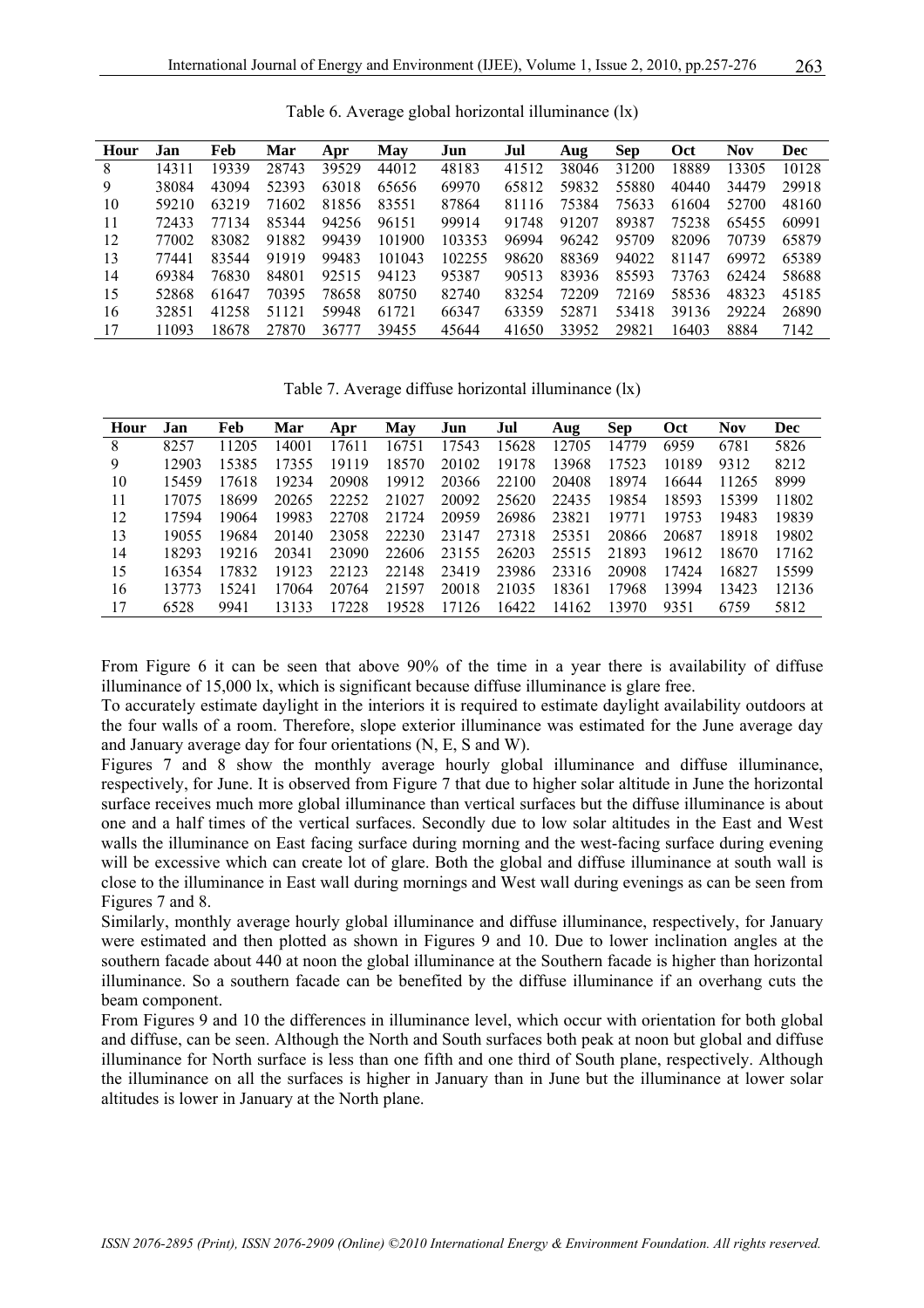Table 6. Average global horizontal illuminance (lx)

| Hour | Jan | Feb | Mar | Apr | May | Jun | Jul | Aug | Sep | Oct | Nov | Dec |
|---|---|---|---|---|---|---|---|---|---|---|---|---|
| 8 | 14311 | 19339 | 28743 | 39529 | 44012 | 48183 | 41512 | 38046 | 31200 | 18889 | 13305 | 10128 |
| 9 | 38084 | 43094 | 52393 | 63018 | 65656 | 69970 | 65812 | 59832 | 55880 | 40440 | 34479 | 29918 |
| 10 | 59210 | 63219 | 71602 | 81856 | 83551 | 87864 | 81116 | 75384 | 75633 | 61604 | 52700 | 48160 |
| 11 | 72433 | 77134 | 85344 | 94256 | 96151 | 99914 | 91748 | 91207 | 89387 | 75238 | 65455 | 60991 |
| 12 | 77002 | 83082 | 91882 | 99439 | 101900 | 103353 | 96994 | 96242 | 95709 | 82096 | 70739 | 65879 |
| 13 | 77441 | 83544 | 91919 | 99483 | 101043 | 102255 | 98620 | 88369 | 94022 | 81147 | 69972 | 65389 |
| 14 | 69384 | 76830 | 84801 | 92515 | 94123 | 95387 | 90513 | 83936 | 85593 | 73763 | 62424 | 58688 |
| 15 | 52868 | 61647 | 70395 | 78658 | 80750 | 82740 | 83254 | 72209 | 72169 | 58536 | 48323 | 45185 |
| 16 | 32851 | 41258 | 51121 | 59948 | 61721 | 66347 | 63359 | 52871 | 53418 | 39136 | 29224 | 26890 |
| 17 | 11093 | 18678 | 27870 | 36777 | 39455 | 45644 | 41650 | 33952 | 29821 | 16403 | 8884 | 7142 |

Table 7. Average diffuse horizontal illuminance (lx)

| Hour | Jan | Feb | Mar | Apr | May | Jun | Jul | Aug | Sep | Oct | Nov | Dec |
|---|---|---|---|---|---|---|---|---|---|---|---|---|
| 8 | 8257 | 11205 | 14001 | 17611 | 16751 | 17543 | 15628 | 12705 | 14779 | 6959 | 6781 | 5826 |
| 9 | 12903 | 15385 | 17355 | 19119 | 18570 | 20102 | 19178 | 13968 | 17523 | 10189 | 9312 | 8212 |
| 10 | 15459 | 17618 | 19234 | 20908 | 19912 | 20366 | 22100 | 20408 | 18974 | 16644 | 11265 | 8999 |
| 11 | 17075 | 18699 | 20265 | 22252 | 21027 | 20092 | 25620 | 22435 | 19854 | 18593 | 15399 | 11802 |
| 12 | 17594 | 19064 | 19983 | 22708 | 21724 | 20959 | 26986 | 23821 | 19771 | 19753 | 19483 | 19839 |
| 13 | 19055 | 19684 | 20140 | 23058 | 22230 | 23147 | 27318 | 25351 | 20866 | 20687 | 18918 | 19802 |
| 14 | 18293 | 19216 | 20341 | 23090 | 22606 | 23155 | 26203 | 25515 | 21893 | 19612 | 18670 | 17162 |
| 15 | 16354 | 17832 | 19123 | 22123 | 22148 | 23419 | 23986 | 23316 | 20908 | 17424 | 16827 | 15599 |
| 16 | 13773 | 15241 | 17064 | 20764 | 21597 | 20018 | 21035 | 18361 | 17968 | 13994 | 13423 | 12136 |
| 17 | 6528 | 9941 | 13133 | 17228 | 19528 | 17126 | 16422 | 14162 | 13970 | 9351 | 6759 | 5812 |

From Figure 6 it can be seen that above 90% of the time in a year there is availability of diffuse illuminance of 15,000 lx, which is significant because diffuse illuminance is glare free.

To accurately estimate daylight in the interiors it is required to estimate daylight availability outdoors at the four walls of a room. Therefore, slope exterior illuminance was estimated for the June average day and January average day for four orientations (N, E, S and W).

Figures 7 and 8 show the monthly average hourly global illuminance and diffuse illuminance, respectively, for June. It is observed from Figure 7 that due to higher solar altitude in June the horizontal surface receives much more global illuminance than vertical surfaces but the diffuse illuminance is about one and a half times of the vertical surfaces. Secondly due to low solar altitudes in the East and West walls the illuminance on East facing surface during morning and the west-facing surface during evening will be excessive which can create lot of glare. Both the global and diffuse illuminance at south wall is close to the illuminance in East wall during mornings and West wall during evenings as can be seen from Figures 7 and 8.

Similarly, monthly average hourly global illuminance and diffuse illuminance, respectively, for January were estimated and then plotted as shown in Figures 9 and 10. Due to lower inclination angles at the southern facade about 440 at noon the global illuminance at the Southern facade is higher than horizontal illuminance. So a southern facade can be benefited by the diffuse illuminance if an overhang cuts the beam component.

From Figures 9 and 10 the differences in illuminance level, which occur with orientation for both global and diffuse, can be seen. Although the North and South surfaces both peak at noon but global and diffuse illuminance for North surface is less than one fifth and one third of South plane, respectively. Although the illuminance on all the surfaces is higher in January than in June but the illuminance at lower solar altitudes is lower in January at the North plane.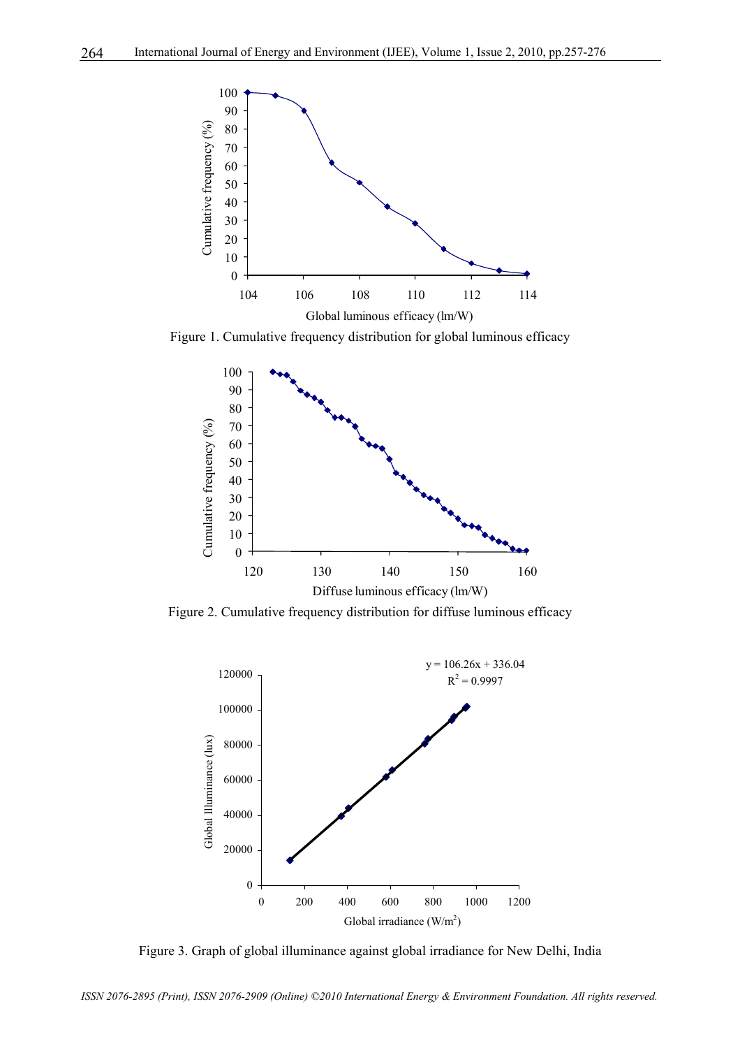Figure 1. Cumulative frequency distribution for global luminous efficacy

Figure 2. Cumulative frequency distribution for diffuse luminous efficacy

Figure 3. Graph of global illuminance against global irradiance for New Delhi, India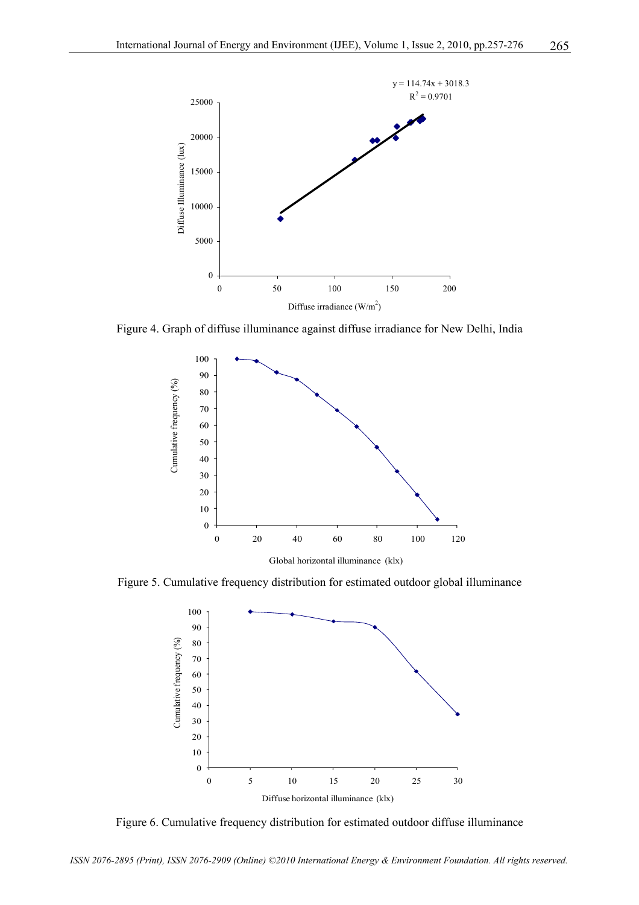Figure 4. Graph of diffuse illuminance against diffuse irradiance for New Delhi, India

Figure 5. Cumulative frequency distribution for estimated outdoor global illuminance

Figure 6. Cumulative frequency distribution for estimated outdoor diffuse illuminance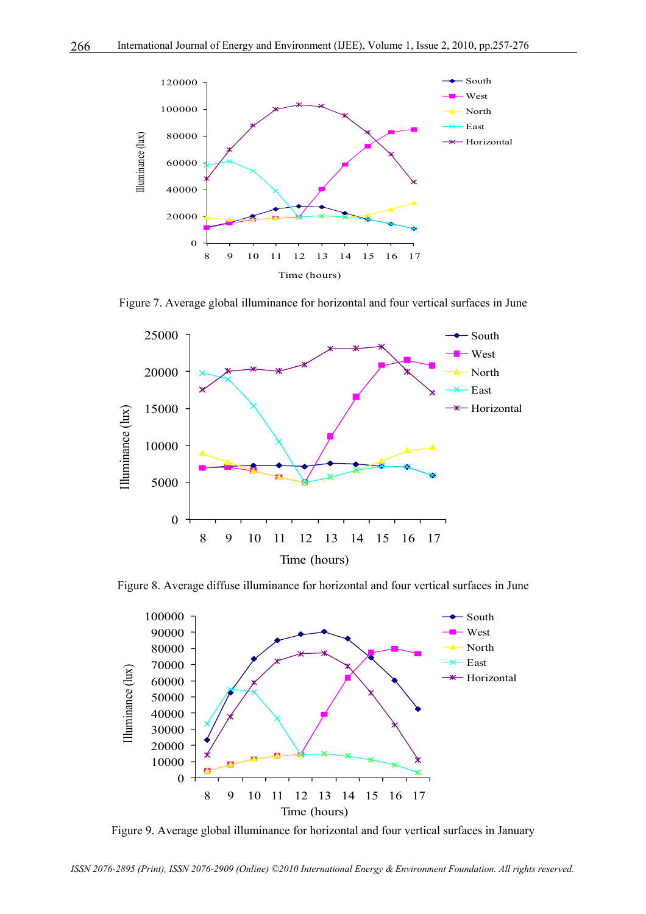Figure 7. Average global illuminance for horizontal and four vertical surfaces in June

Figure 8. Average diffuse illuminance for horizontal and four vertical surfaces in June

Figure 9. Average global illuminance for horizontal and four vertical surfaces in January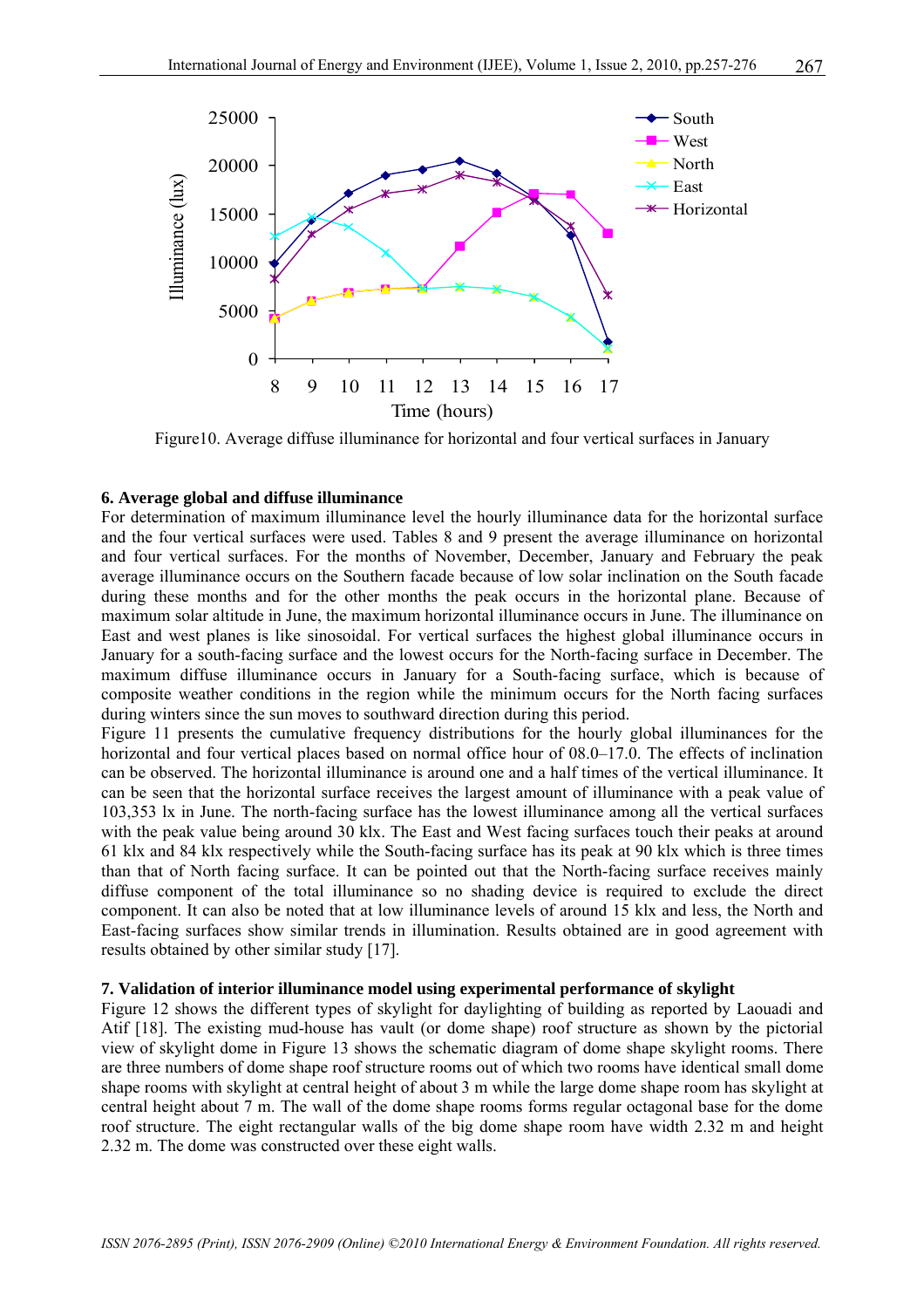Figure10. Average diffuse illuminance for horizontal and four vertical surfaces in January

### 6. Average global and diffuse illuminance

For determination of maximum illuminance level the hourly illuminance data for the horizontal surface and the four vertical surfaces were used. Tables 8 and 9 present the average illuminance on horizontal and four vertical surfaces. For the months of November, December, January and February the peak average illuminance occurs on the Southern facade because of low solar inclination on the South facade during these months and for the other months the peak occurs in the horizontal plane. Because of maximum solar altitude in June, the maximum horizontal illuminance occurs in June. The illuminance on East and west planes is like sinosoidal. For vertical surfaces the highest global illuminance occurs in January for a south-facing surface and the lowest occurs for the North-facing surface in December. The maximum diffuse illuminance occurs in January for a South-facing surface, which is because of composite weather conditions in the region while the minimum occurs for the North facing surfaces during winters since the sun moves to southward direction during this period.

Figure 11 presents the cumulative frequency distributions for the hourly global illuminances for the horizontal and four vertical places based on normal office hour of 08.0–17.0. The effects of inclination can be observed. The horizontal illuminance is around one and a half times of the vertical illuminance. It can be seen that the horizontal surface receives the largest amount of illuminance with a peak value of 103,353 lx in June. The north-facing surface has the lowest illuminance among all the vertical surfaces with the peak value being around 30 klx. The East and West facing surfaces touch their peaks at around 61 klx and 84 klx respectively while the South-facing surface has its peak at 90 klx which is three times than that of North facing surface. It can be pointed out that the North-facing surface receives mainly diffuse component of the total illuminance so no shading device is required to exclude the direct component. It can also be noted that at low illuminance levels of around 15 klx and less, the North and East-facing surfaces show similar trends in illumination. Results obtained are in good agreement with results obtained by other similar study [17].

### 7. Validation of interior illuminance model using experimental performance of skylight

Figure 12 shows the different types of skylight for daylighting of building as reported by Laouadi and Atif [18]. The existing mud-house has vault (or dome shape) roof structure as shown by the pictorial view of skylight dome in Figure 13 shows the schematic diagram of dome shape skylight rooms. There are three numbers of dome shape roof structure rooms out of which two rooms have identical small dome shape rooms with skylight at central height of about 3 m while the large dome shape room has skylight at central height about 7 m. The wall of the dome shape rooms forms regular octagonal base for the dome roof structure. The eight rectangular walls of the big dome shape room have width 2.32 m and height 2.32 m. The dome was constructed over these eight walls.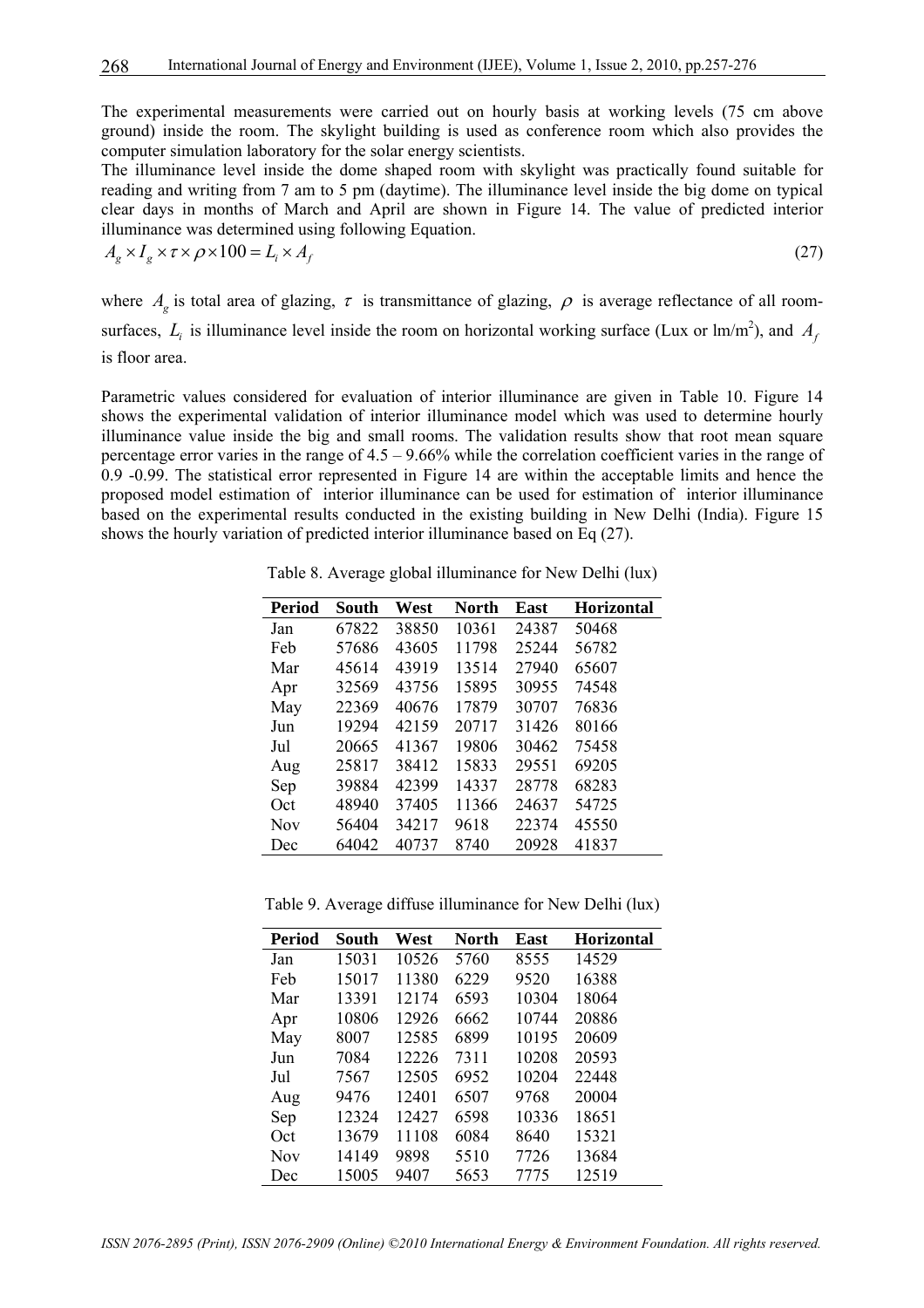The experimental measurements were carried out on hourly basis at working levels (75 cm above ground) inside the room. The skylight building is used as conference room which also provides the computer simulation laboratory for the solar energy scientists.

The illuminance level inside the dome shaped room with skylight was practically found suitable for reading and writing from 7 am to 5 pm (daytime). The illuminance level inside the big dome on typical clear days in months of March and April are shown in Figure 14. The value of predicted interior illuminance was determined using following Equation.

$$A_g \times I_g \times \tau \times \rho \times 100 = L_i \times A_f \tag{27}$$

where $A_g$ is total area of glazing, $\tau$ is transmittance of glazing, $\rho$ is average reflectance of all room-surfaces, $L_i$ is illuminance level inside the room on horizontal working surface (Lux or lm/m$^2$), and $A_f$ is floor area.

Parametric values considered for evaluation of interior illuminance are given in Table 10. Figure 14 shows the experimental validation of interior illuminance model which was used to determine hourly illuminance value inside the big and small rooms. The validation results show that root mean square percentage error varies in the range of 4.5 – 9.66% while the correlation coefficient varies in the range of 0.9 -0.99. The statistical error represented in Figure 14 are within the acceptable limits and hence the proposed model estimation of interior illuminance can be used for estimation of interior illuminance based on the experimental results conducted in the existing building in New Delhi (India). Figure 15 shows the hourly variation of predicted interior illuminance based on Eq (27).

Table 8. Average global illuminance for New Delhi (lux)

| Period | South | West | North | East | Horizontal |
|---|---|---|---|---|---|
| Jan | 67822 | 38850 | 10361 | 24387 | 50468 |
| Feb | 57686 | 43605 | 11798 | 25244 | 56782 |
| Mar | 45614 | 43919 | 13514 | 27940 | 65607 |
| Apr | 32569 | 43756 | 15895 | 30955 | 74548 |
| May | 22369 | 40676 | 17879 | 30707 | 76836 |
| Jun | 19294 | 42159 | 20717 | 31426 | 80166 |
| Jul | 20665 | 41367 | 19806 | 30462 | 75458 |
| Aug | 25817 | 38412 | 15833 | 29551 | 69205 |
| Sep | 39884 | 42399 | 14337 | 28778 | 68283 |
| Oct | 48940 | 37405 | 11366 | 24637 | 54725 |
| Nov | 56404 | 34217 | 9618 | 22374 | 45550 |
| Dec | 64042 | 40737 | 8740 | 20928 | 41837 |

Table 9. Average diffuse illuminance for New Delhi (lux)

| Period | South | West | North | East | Horizontal |
|---|---|---|---|---|---|
| Jan | 15031 | 10526 | 5760 | 8555 | 14529 |
| Feb | 15017 | 11380 | 6229 | 9520 | 16388 |
| Mar | 13391 | 12174 | 6593 | 10304 | 18064 |
| Apr | 10806 | 12926 | 6662 | 10744 | 20886 |
| May | 8007 | 12585 | 6899 | 10195 | 20609 |
| Jun | 7084 | 12226 | 7311 | 10208 | 20593 |
| Jul | 7567 | 12505 | 6952 | 10204 | 22448 |
| Aug | 9476 | 12401 | 6507 | 9768 | 20004 |
| Sep | 12324 | 12427 | 6598 | 10336 | 18651 |
| Oct | 13679 | 11108 | 6084 | 8640 | 15321 |
| Nov | 14149 | 9898 | 5510 | 7726 | 13684 |
| Dec | 15005 | 9407 | 5653 | 7775 | 12519 |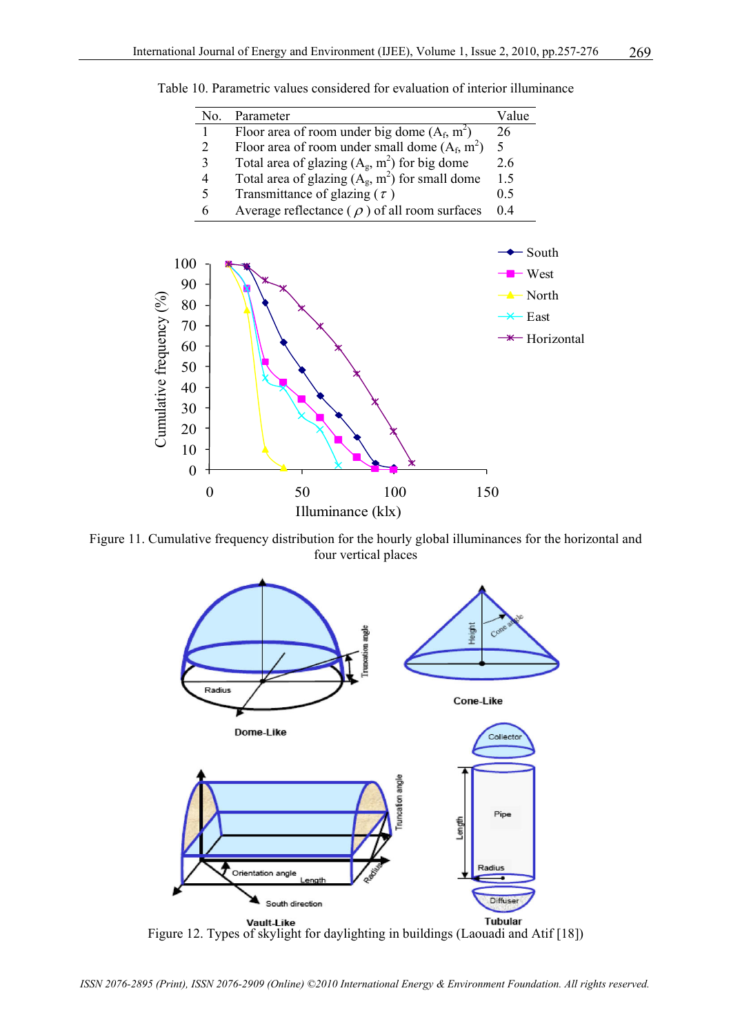Table 10. Parametric values considered for evaluation of interior illuminance

| No. | Parameter | Value |
|---|---|---|
| 1 | Floor area of room under big dome ($A_f$, $m^2$) | 26 |
| 2 | Floor area of room under small dome ($A_f$, $m^2$) | 5 |
| 3 | Total area of glazing ($A_g$, $m^2$) for big dome | 2.6 |
| 4 | Total area of glazing ($A_g$, $m^2$) for small dome | 1.5 |
| 5 | Transmittance of glazing ( $\tau$ ) | 0.5 |
| 6 | Average reflectance ( $\rho$ ) of all room surfaces | 0.4 |

Figure 11. Cumulative frequency distribution for the hourly global illuminances for the horizontal and four vertical places

Figure 12. Types of skylight for daylighting in buildings (Laouadi and Atif [18])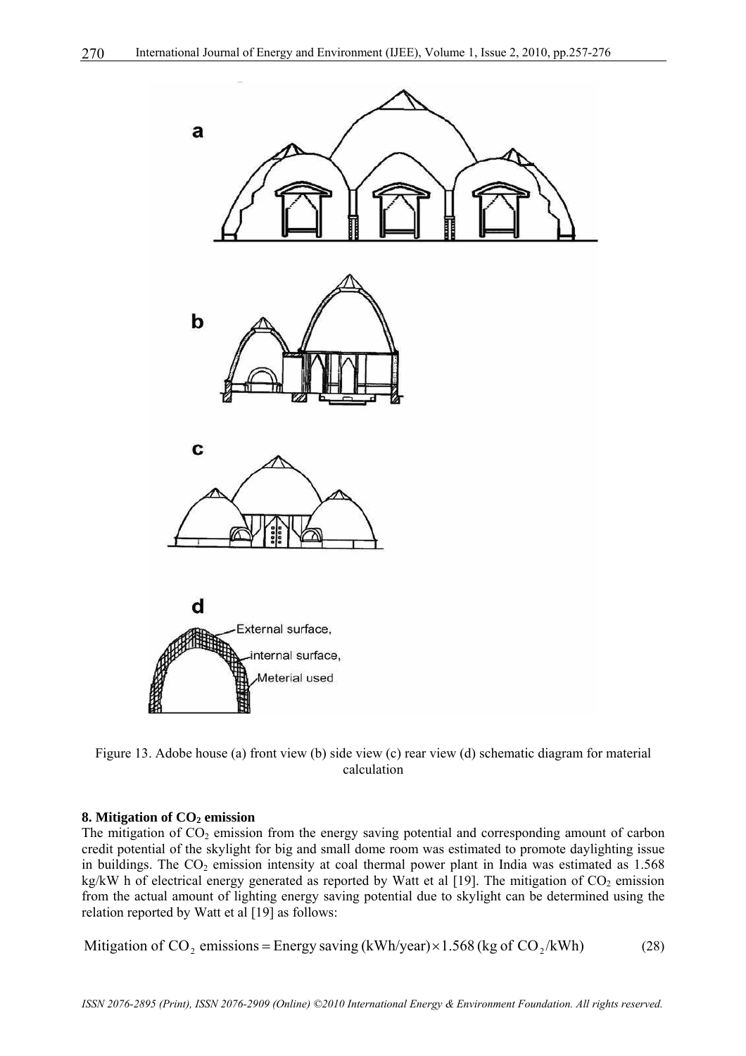Figure 13. Adobe house (a) front view (b) side view (c) rear view (d) schematic diagram for material calculation

## 8. Mitigation of $CO_2$ emission

The mitigation of $CO_2$ emission from the energy saving potential and corresponding amount of carbon credit potential of the skylight for big and small dome room was estimated to promote daylighting issue in buildings. The $CO_2$ emission intensity at coal thermal power plant in India was estimated as 1.568 kg/kW h of electrical energy generated as reported by Watt et al [19]. The mitigation of $CO_2$ emission from the actual amount of lighting energy saving potential due to skylight can be determined using the relation reported by Watt et al [19] as follows:

$$\text{Mitigation of } CO_2 \text{ emissions} = \text{Energy saving (kWh/year)} \times 1.568 \text{ (kg of } CO_2\text{/kWh)} \tag{28}$$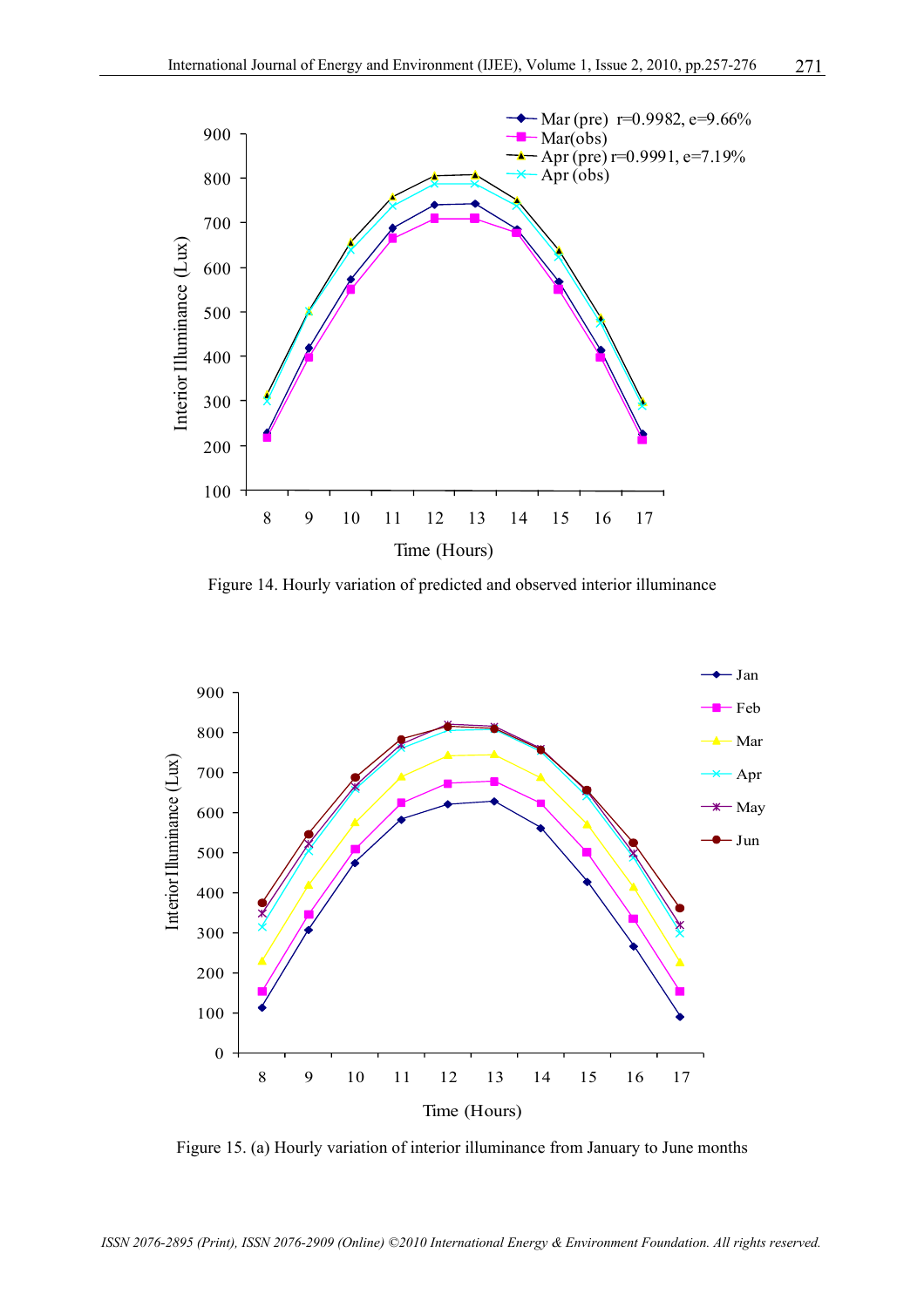Figure 14. Hourly variation of predicted and observed interior illuminance

Figure 15. (a) Hourly variation of interior illuminance from January to June months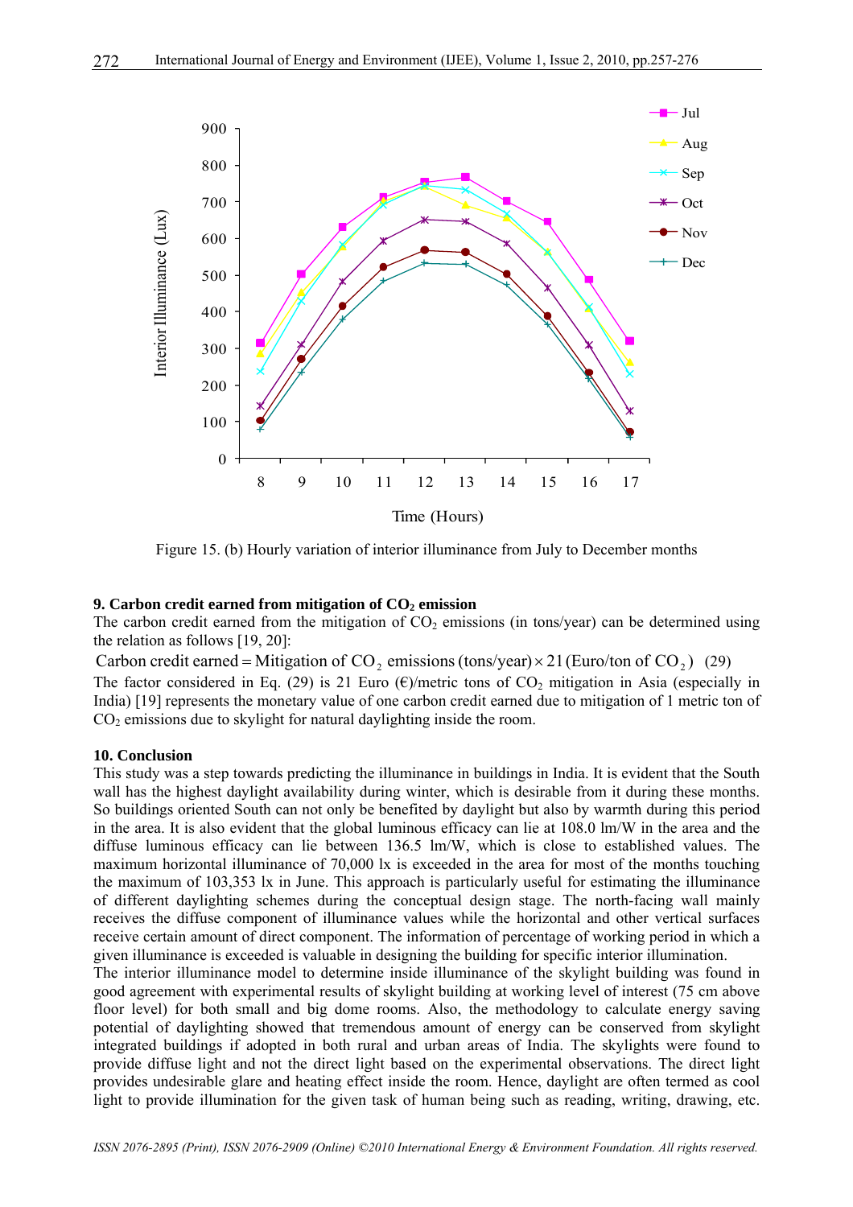Figure 15. (b) Hourly variation of interior illuminance from July to December months

### 9. Carbon credit earned from mitigation of $CO_2$ emission

The carbon credit earned from the mitigation of $CO_2$ emissions (in tons/year) can be determined using the relation as follows [19, 20]:

$$\text{Carbon credit earned} = \text{Mitigation of } CO_2 \text{ emissions (tons/year)} \times 21 \text{ (Euro/ton of } CO_2) \quad (29)$$

The factor considered in Eq. (29) is 21 Euro (€)/metric tons of $CO_2$ mitigation in Asia (especially in India) [19] represents the monetary value of one carbon credit earned due to mitigation of 1 metric ton of $CO_2$ emissions due to skylight for natural daylighting inside the room.

### 10. Conclusion

This study was a step towards predicting the illuminance in buildings in India. It is evident that the South wall has the highest daylight availability during winter, which is desirable from it during these months. So buildings oriented South can not only be benefited by daylight but also by warmth during this period in the area. It is also evident that the global luminous efficacy can lie at 108.0 lm/W in the area and the diffuse luminous efficacy can lie between 136.5 lm/W, which is close to established values. The maximum horizontal illuminance of 70,000 lx is exceeded in the area for most of the months touching the maximum of 103,353 lx in June. This approach is particularly useful for estimating the illuminance of different daylighting schemes during the conceptual design stage. The north-facing wall mainly receives the diffuse component of illuminance values while the horizontal and other vertical surfaces receive certain amount of direct component. The information of percentage of working period in which a given illuminance is exceeded is valuable in designing the building for specific interior illumination.

The interior illuminance model to determine inside illuminance of the skylight building was found in good agreement with experimental results of skylight building at working level of interest (75 cm above floor level) for both small and big dome rooms. Also, the methodology to calculate energy saving potential of daylighting showed that tremendous amount of energy can be conserved from skylight integrated buildings if adopted in both rural and urban areas of India. The skylights were found to provide diffuse light and not the direct light based on the experimental observations. The direct light provides undesirable glare and heating effect inside the room. Hence, daylight are often termed as cool light to provide illumination for the given task of human being such as reading, writing, drawing, etc.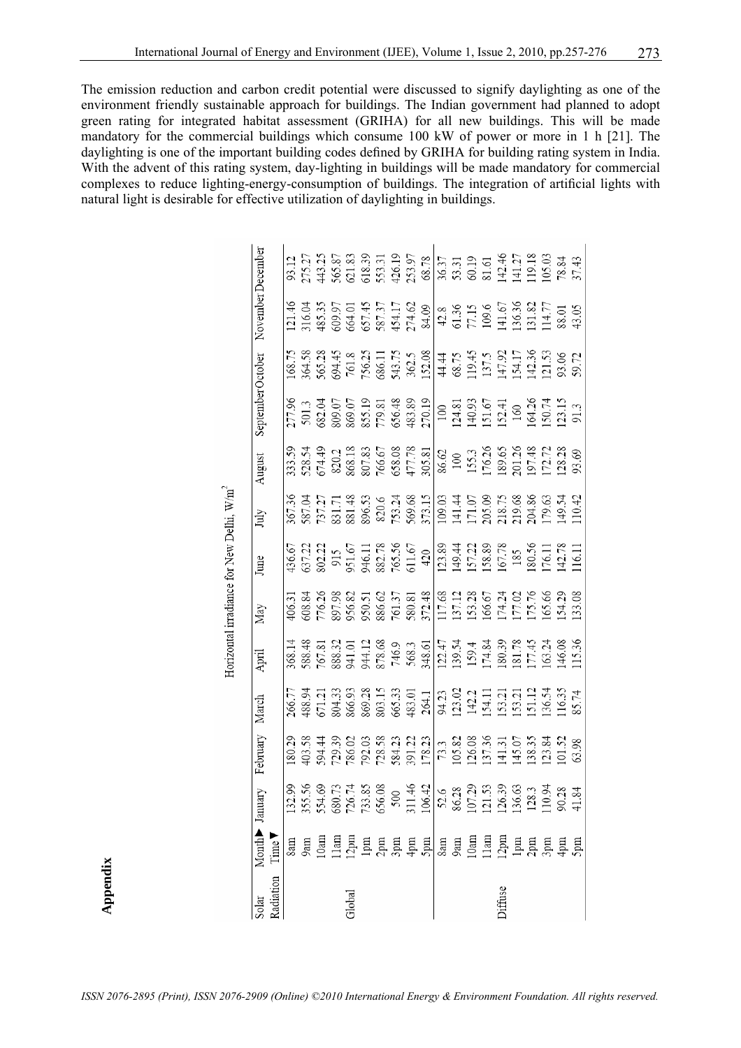The emission reduction and carbon credit potential were discussed to signify daylighting as one of the environment friendly sustainable approach for buildings. The Indian government had planned to adopt green rating for integrated habitat assessment (GRIHA) for all new buildings. This will be made mandatory for the commercial buildings which consume 100 kW of power or more in 1 h [21]. The daylighting is one of the important building codes defined by GRIHA for building rating system in India. With the advent of this rating system, day-lighting in buildings will be made mandatory for commercial complexes to reduce lighting-energy-consumption of buildings. The integration of artificial lights with natural light is desirable for effective utilization of daylighting in buildings.

## Appendix

Horizontal irradiance for New Delhi, W/m$^2$

| Solar Radiation | Month ▶ Time ▼ | January | February | March | April | May | June | July | August | September | October | November | December |
|---|---|---|---|---|---|---|---|---|---|---|---|---|---|
| Global | 8am | 132.99 | 180.29 | 266.77 | 368.14 | 406.31 | 436.67 | 367.36 | 333.59 | 277.96 | 168.75 | 121.46 | 93.12 |
| | 9am | 355.56 | 403.58 | 488.94 | 588.48 | 608.84 | 637.22 | 587.04 | 528.54 | 501.3 | 364.58 | 316.04 | 275.27 |
| | 10am | 554.69 | 594.44 | 671.21 | 767.81 | 776.26 | 802.22 | 737.27 | 674.49 | 682.04 | 565.28 | 485.35 | 443.25 |
| | 11am | 680.73 | 729.39 | 804.33 | 888.32 | 897.98 | 915 | 831.71 | 820.2 | 809.07 | 694.45 | 609.97 | 565.87 |
| | 12pm | 726.74 | 786.02 | 866.93 | 941.01 | 956.82 | 951.67 | 881.48 | 868.18 | 869.07 | 761.8 | 664.01 | 621.83 |
| | 1pm | 733.85 | 792.03 | 869.28 | 944.12 | 950.51 | 946.11 | 896.53 | 807.83 | 855.19 | 756.25 | 657.45 | 618.39 |
| | 2pm | 656.08 | 728.58 | 803.15 | 878.68 | 886.62 | 882.78 | 820.6 | 766.67 | 779.81 | 686.11 | 587.37 | 553.31 |
| | 3pm | 500 | 584.23 | 665.33 | 746.9 | 761.37 | 765.56 | 753.24 | 658.08 | 656.48 | 543.75 | 454.17 | 426.19 |
| | 4pm | 311.46 | 391.22 | 483.01 | 568.3 | 580.81 | 611.67 | 569.68 | 477.78 | 483.89 | 362.5 | 274.62 | 253.97 |
| | 5pm | 106.42 | 178.23 | 264.1 | 348.61 | 372.48 | 420 | 373.15 | 305.81 | 270.19 | 152.08 | 84.09 | 68.78 |
| Diffuse | 8am | 52.6 | 73.3 | 94.23 | 122.47 | 117.68 | 123.89 | 109.03 | 86.62 | 100 | 44.44 | 42.8 | 36.37 |
| | 9am | 86.28 | 105.82 | 123.02 | 139.54 | 137.12 | 149.44 | 141.44 | 100 | 124.81 | 68.75 | 61.36 | 53.31 |
| | 10am | 107.29 | 126.08 | 142.2 | 159.4 | 153.28 | 157.22 | 171.07 | 155.3 | 140.93 | 119.45 | 77.15 | 60.19 |
| | 11am | 121.53 | 137.36 | 154.11 | 174.84 | 166.67 | 158.89 | 205.09 | 176.26 | 151.67 | 137.5 | 109.6 | 81.61 |
| | 12pm | 126.39 | 141.31 | 153.21 | 180.39 | 174.24 | 167.78 | 218.75 | 189.65 | 152.41 | 147.92 | 141.67 | 142.46 |
| | 1pm | 136.63 | 145.07 | 153.21 | 181.78 | 177.02 | 185 | 219.68 | 201.26 | 160 | 154.17 | 136.36 | 141.27 |
| | 2pm | 128.3 | 138.35 | 151.12 | 177.45 | 175.76 | 180.56 | 204.86 | 197.48 | 164.26 | 142.36 | 131.82 | 119.18 |
| | 3pm | 110.94 | 123.84 | 136.54 | 163.24 | 165.66 | 176.11 | 179.63 | 172.72 | 150.74 | 121.53 | 114.77 | 105.03 |
| | 4pm | 90.28 | 101.52 | 116.35 | 146.08 | 154.29 | 142.78 | 149.54 | 128.28 | 123.15 | 93.06 | 88.01 | 78.84 |
| | 5pm | 41.84 | 63.98 | 85.74 | 115.36 | 133.08 | 116.11 | 110.42 | 93.69 | 91.3 | 59.72 | 43.05 | 37.43 |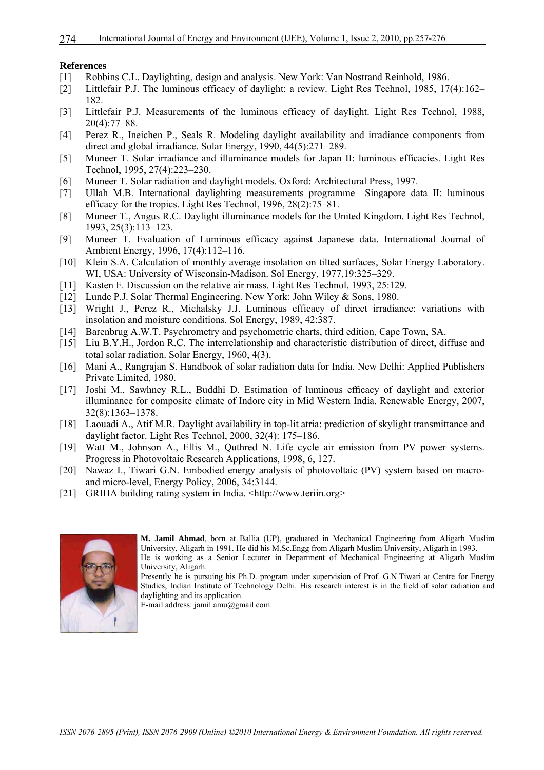**References**

[1] Robbins C.L. Daylighting, design and analysis. New York: Van Nostrand Reinhold, 1986.

[2] Littlefair P.J. The luminous efficacy of daylight: a review. Light Res Technol, 1985, 17(4):162–182.

[3] Littlefair P.J. Measurements of the luminous efficacy of daylight. Light Res Technol, 1988, 20(4):77–88.

[4] Perez R., Ineichen P., Seals R. Modeling daylight availability and irradiance components from direct and global irradiance. Solar Energy, 1990, 44(5):271–289.

[5] Muneer T. Solar irradiance and illuminance models for Japan II: luminous efficacies. Light Res Technol, 1995, 27(4):223–230.

[6] Muneer T. Solar radiation and daylight models. Oxford: Architectural Press, 1997.

[7] Ullah M.B. International daylighting measurements programme—Singapore data II: luminous efficacy for the tropics. Light Res Technol, 1996, 28(2):75–81.

[8] Muneer T., Angus R.C. Daylight illuminance models for the United Kingdom. Light Res Technol, 1993, 25(3):113–123.

[9] Muneer T. Evaluation of Luminous efficacy against Japanese data. International Journal of Ambient Energy, 1996, 17(4):112–116.

[10] Klein S.A. Calculation of monthly average insolation on tilted surfaces, Solar Energy Laboratory. WI, USA: University of Wisconsin-Madison. Sol Energy, 1977,19:325–329.

[11] Kasten F. Discussion on the relative air mass. Light Res Technol, 1993, 25:129.

[12] Lunde P.J. Solar Thermal Engineering. New York: John Wiley & Sons, 1980.

[13] Wright J., Perez R., Michalsky J.J. Luminous efficacy of direct irradiance: variations with insolation and moisture conditions. Sol Energy, 1989, 42:387.

[14] Barenbrug A.W.T. Psychrometry and psychometric charts, third edition, Cape Town, SA.

[15] Liu B.Y.H., Jordon R.C. The interrelationship and characteristic distribution of direct, diffuse and total solar radiation. Solar Energy, 1960, 4(3).

[16] Mani A., Rangrajan S. Handbook of solar radiation data for India. New Delhi: Applied Publishers Private Limited, 1980.

[17] Joshi M., Sawhney R.L., Buddhi D. Estimation of luminous efficacy of daylight and exterior illuminance for composite climate of Indore city in Mid Western India. Renewable Energy, 2007, 32(8):1363–1378.

[18] Laouadi A., Atif M.R. Daylight availability in top-lit atria: prediction of skylight transmittance and daylight factor. Light Res Technol, 2000, 32(4): 175–186.

[19] Watt M., Johnson A., Ellis M., Quthred N. Life cycle air emission from PV power systems. Progress in Photovoltaic Research Applications, 1998, 6, 127.

[20] Nawaz I., Tiwari G.N. Embodied energy analysis of photovoltaic (PV) system based on macro- and micro-level, Energy Policy, 2006, 34:3144.

[21] GRIHA building rating system in India. <http://www.teriin.org>

**M. Jamil Ahmad**, born at Ballia (UP), graduated in Mechanical Engineering from Aligarh Muslim University, Aligarh in 1991. He did his M.Sc.Engg from Aligarh Muslim University, Aligarh in 1993.
He is working as a Senior Lecturer in Department of Mechanical Engineering at Aligarh Muslim University, Aligarh.
Presently he is pursuing his Ph.D. program under supervision of Prof. G.N.Tiwari at Centre for Energy Studies, Indian Institute of Technology Delhi. His research interest is in the field of solar radiation and daylighting and its application.
E-mail address: jamil.amu@gmail.com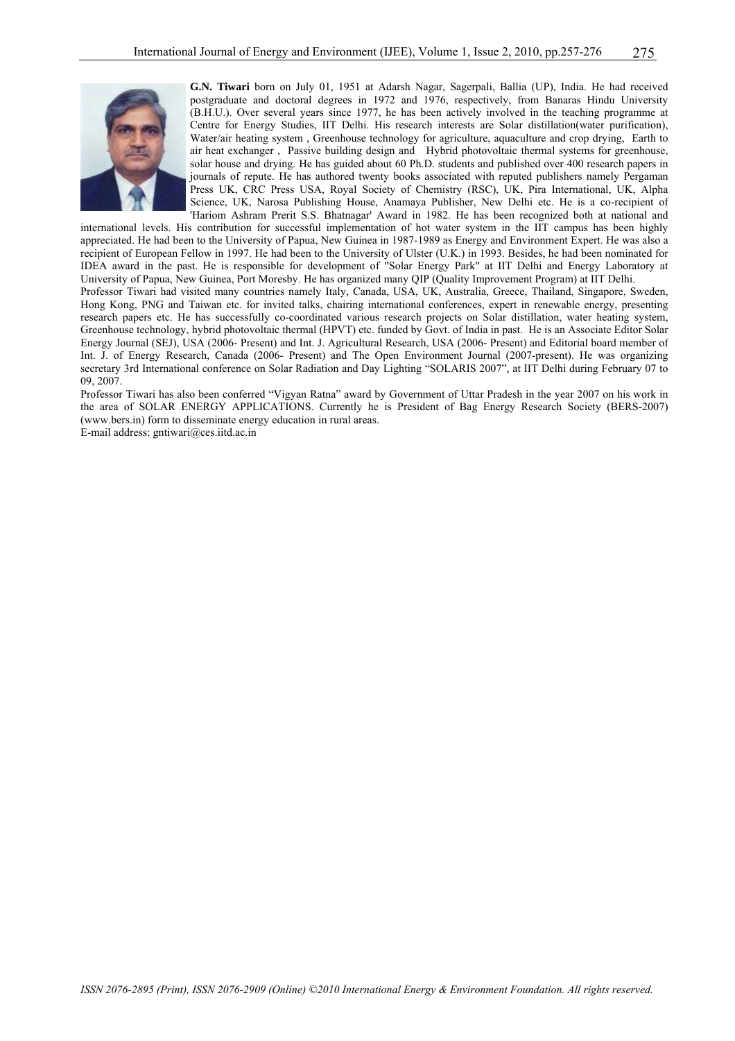**G.N. Tiwari** born on July 01, 1951 at Adarsh Nagar, Sagerpali, Ballia (UP), India. He had received postgraduate and doctoral degrees in 1972 and 1976, respectively, from Banaras Hindu University (B.H.U.). Over several years since 1977, he has been actively involved in the teaching programme at Centre for Energy Studies, IIT Delhi. His research interests are Solar distillation(water purification), Water/air heating system , Greenhouse technology for agriculture, aquaculture and crop drying, Earth to air heat exchanger , Passive building design and Hybrid photovoltaic thermal systems for greenhouse, solar house and drying. He has guided about 60 Ph.D. students and published over 400 research papers in journals of repute. He has authored twenty books associated with reputed publishers namely Pergaman Press UK, CRC Press USA, Royal Society of Chemistry (RSC), UK, Pira International, UK, Alpha Science, UK, Narosa Publishing House, Anamaya Publisher, New Delhi etc. He is a co-recipient of 'Hariom Ashram Prerit S.S. Bhatnagar' Award in 1982. He has been recognized both at national and international levels. His contribution for successful implementation of hot water system in the IIT campus has been highly appreciated. He had been to the University of Papua, New Guinea in 1987-1989 as Energy and Environment Expert. He was also a recipient of European Fellow in 1997. He had been to the University of Ulster (U.K.) in 1993. Besides, he had been nominated for IDEA award in the past. He is responsible for development of "Solar Energy Park" at IIT Delhi and Energy Laboratory at University of Papua, New Guinea, Port Moresby. He has organized many QIP (Quality Improvement Program) at IIT Delhi.

Professor Tiwari had visited many countries namely Italy, Canada, USA, UK, Australia, Greece, Thailand, Singapore, Sweden, Hong Kong, PNG and Taiwan etc. for invited talks, chairing international conferences, expert in renewable energy, presenting research papers etc. He has successfully co-coordinated various research projects on Solar distillation, water heating system, Greenhouse technology, hybrid photovoltaic thermal (HPVT) etc. funded by Govt. of India in past. He is an Associate Editor Solar Energy Journal (SEJ), USA (2006- Present) and Int. J. Agricultural Research, USA (2006- Present) and Editorial board member of Int. J. of Energy Research, Canada (2006- Present) and The Open Environment Journal (2007-present). He was organizing secretary 3rd International conference on Solar Radiation and Day Lighting "SOLARIS 2007", at IIT Delhi during February 07 to 09, 2007.

Professor Tiwari has also been conferred "Vigyan Ratna" award by Government of Uttar Pradesh in the year 2007 on his work in the area of SOLAR ENERGY APPLICATIONS. Currently he is President of Bag Energy Research Society (BERS-2007) (www.bers.in) form to disseminate energy education in rural areas.

E-mail address: gntiwari@ces.iitd.ac.in